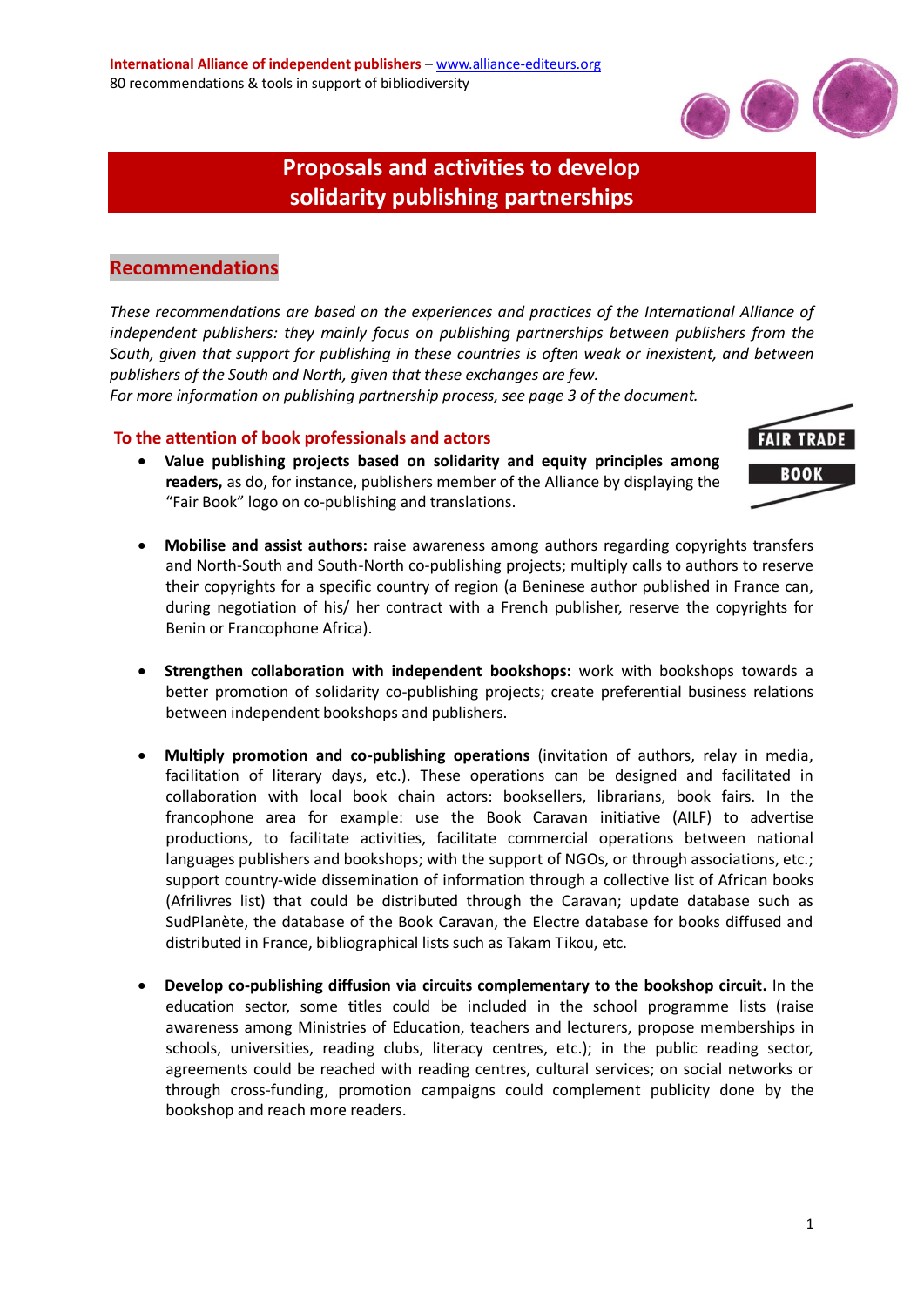# Proposals and activities to develop solidarity publishing partnerships

## Recommendations

*These recommendations are based on the experiences and practices of the International Alliance of independent publishers: they mainly focus on publishing partnerships between publishers from the South, given that support for publishing in these countries is often weak or inexistent, and between publishers of the South and North, given that these exchanges are few.*
*For more information on publishing partnership process, see page 3 of the document.*

### To the attention of book professionals and actors

- **Value publishing projects based on solidarity and equity principles among readers,** as do, for instance, publishers member of the Alliance by displaying the "Fair Book" logo on co-publishing and translations.

- **Mobilise and assist authors:** raise awareness among authors regarding copyrights transfers and North-South and South-North co-publishing projects; multiply calls to authors to reserve their copyrights for a specific country of region (a Beninese author published in France can, during negotiation of his/ her contract with a French publisher, reserve the copyrights for Benin or Francophone Africa).

- **Strengthen collaboration with independent bookshops:** work with bookshops towards a better promotion of solidarity co-publishing projects; create preferential business relations between independent bookshops and publishers.

- **Multiply promotion and co-publishing operations** (invitation of authors, relay in media, facilitation of literary days, etc.). These operations can be designed and facilitated in collaboration with local book chain actors: booksellers, librarians, book fairs. In the francophone area for example: use the Book Caravan initiative (AILF) to advertise productions, to facilitate activities, facilitate commercial operations between national languages publishers and bookshops; with the support of NGOs, or through associations, etc.; support country-wide dissemination of information through a collective list of African books (Afrilivres list) that could be distributed through the Caravan; update database such as SudPlanète, the database of the Book Caravan, the Electre database for books diffused and distributed in France, bibliographical lists such as Takam Tikou, etc.

- **Develop co-publishing diffusion via circuits complementary to the bookshop circuit.** In the education sector, some titles could be included in the school programme lists (raise awareness among Ministries of Education, teachers and lecturers, propose memberships in schools, universities, reading clubs, literacy centres, etc.); in the public reading sector, agreements could be reached with reading centres, cultural services; on social networks or through cross-funding, promotion campaigns could complement publicity done by the bookshop and reach more readers.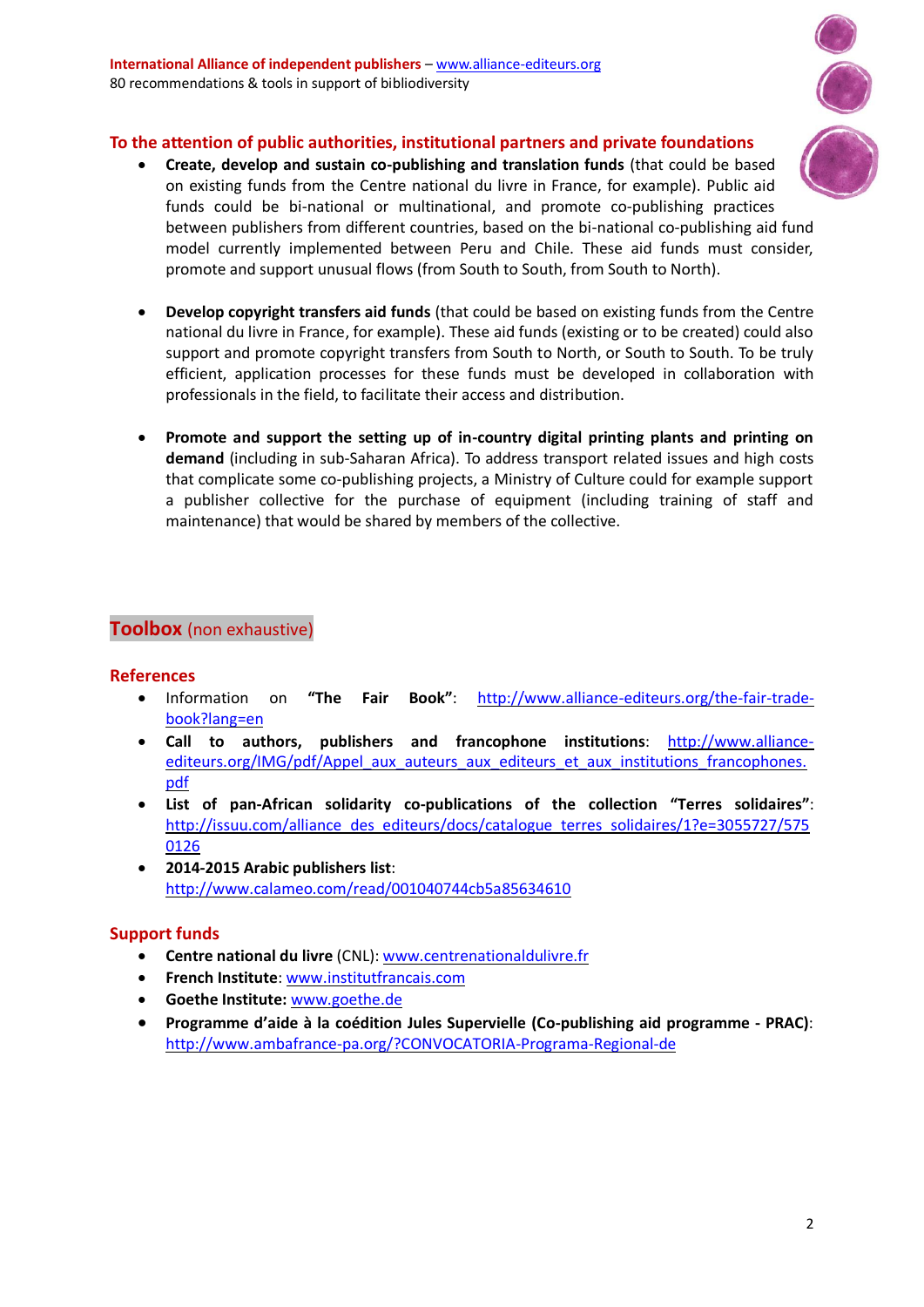## To the attention of public authorities, institutional partners and private foundations

- **Create, develop and sustain co-publishing and translation funds** (that could be based on existing funds from the Centre national du livre in France, for example). Public aid funds could be bi-national or multinational, and promote co-publishing practices between publishers from different countries, based on the bi-national co-publishing aid fund model currently implemented between Peru and Chile. These aid funds must consider, promote and support unusual flows (from South to South, from South to North).

- **Develop copyright transfers aid funds** (that could be based on existing funds from the Centre national du livre in France, for example). These aid funds (existing or to be created) could also support and promote copyright transfers from South to North, or South to South. To be truly efficient, application processes for these funds must be developed in collaboration with professionals in the field, to facilitate their access and distribution.

- **Promote and support the setting up of in-country digital printing plants and printing on demand** (including in sub-Saharan Africa). To address transport related issues and high costs that complicate some co-publishing projects, a Ministry of Culture could for example support a publisher collective for the purchase of equipment (including training of staff and maintenance) that would be shared by members of the collective.

## **Toolbox** (non exhaustive)

### References

- Information on **"The Fair Book"**: http://www.alliance-editeurs.org/the-fair-trade-book?lang=en
- **Call to authors, publishers and francophone institutions**: http://www.alliance-editeurs.org/IMG/pdf/Appel_aux_auteurs_aux_editeurs_et_aux_institutions_francophones.pdf
- **List of pan-African solidarity co-publications of the collection "Terres solidaires"**: http://issuu.com/alliance_des_editeurs/docs/catalogue_terres_solidaires/1?e=3055727/5750126
- **2014-2015 Arabic publishers list**: http://www.calameo.com/read/001040744cb5a85634610

### Support funds

- **Centre national du livre** (CNL): www.centrenationaldulivre.fr
- **French Institute**: www.institutfrancais.com
- **Goethe Institute:** www.goethe.de
- **Programme d'aide à la coédition Jules Supervielle (Co-publishing aid programme - PRAC)**: http://www.ambafrance-pa.org/?CONVOCATORIA-Programa-Regional-de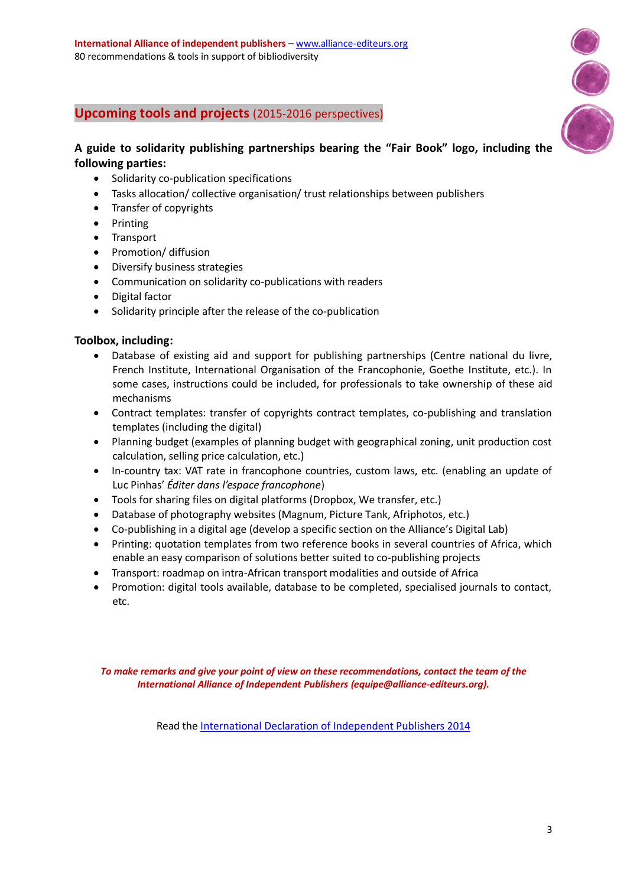## Upcoming tools and projects (2015-2016 perspectives)

**A guide to solidarity publishing partnerships bearing the "Fair Book" logo, including the following parties:**

- Solidarity co-publication specifications
- Tasks allocation/ collective organisation/ trust relationships between publishers
- Transfer of copyrights
- Printing
- Transport
- Promotion/ diffusion
- Diversify business strategies
- Communication on solidarity co-publications with readers
- Digital factor
- Solidarity principle after the release of the co-publication

**Toolbox, including:**

- Database of existing aid and support for publishing partnerships (Centre national du livre, French Institute, International Organisation of the Francophonie, Goethe Institute, etc.). In some cases, instructions could be included, for professionals to take ownership of these aid mechanisms
- Contract templates: transfer of copyrights contract templates, co-publishing and translation templates (including the digital)
- Planning budget (examples of planning budget with geographical zoning, unit production cost calculation, selling price calculation, etc.)
- In-country tax: VAT rate in francophone countries, custom laws, etc. (enabling an update of Luc Pinhas' *Éditer dans l'espace francophone*)
- Tools for sharing files on digital platforms (Dropbox, We transfer, etc.)
- Database of photography websites (Magnum, Picture Tank, Afriphotos, etc.)
- Co-publishing in a digital age (develop a specific section on the Alliance's Digital Lab)
- Printing: quotation templates from two reference books in several countries of Africa, which enable an easy comparison of solutions better suited to co-publishing projects
- Transport: roadmap on intra-African transport modalities and outside of Africa
- Promotion: digital tools available, database to be completed, specialised journals to contact, etc.

***To make remarks and give your point of view on these recommendations, contact the team of the International Alliance of Independent Publishers (equipe@alliance-editeurs.org).***

Read the International Declaration of Independent Publishers 2014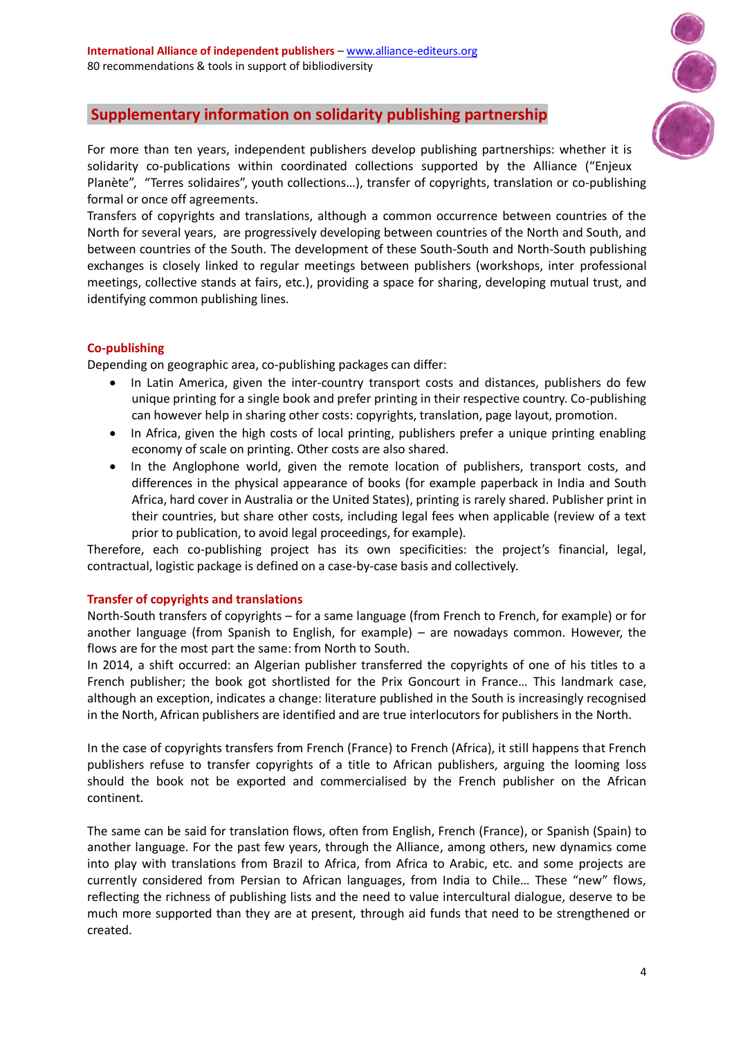## Supplementary information on solidarity publishing partnership

For more than ten years, independent publishers develop publishing partnerships: whether it is solidarity co-publications within coordinated collections supported by the Alliance ("Enjeux Planète", "Terres solidaires", youth collections…), transfer of copyrights, translation or co-publishing formal or once off agreements.

Transfers of copyrights and translations, although a common occurrence between countries of the North for several years, are progressively developing between countries of the North and South, and between countries of the South. The development of these South-South and North-South publishing exchanges is closely linked to regular meetings between publishers (workshops, inter professional meetings, collective stands at fairs, etc.), providing a space for sharing, developing mutual trust, and identifying common publishing lines.

### Co-publishing

Depending on geographic area, co-publishing packages can differ:

- In Latin America, given the inter-country transport costs and distances, publishers do few unique printing for a single book and prefer printing in their respective country. Co-publishing can however help in sharing other costs: copyrights, translation, page layout, promotion.
- In Africa, given the high costs of local printing, publishers prefer a unique printing enabling economy of scale on printing. Other costs are also shared.
- In the Anglophone world, given the remote location of publishers, transport costs, and differences in the physical appearance of books (for example paperback in India and South Africa, hard cover in Australia or the United States), printing is rarely shared. Publisher print in their countries, but share other costs, including legal fees when applicable (review of a text prior to publication, to avoid legal proceedings, for example).

Therefore, each co-publishing project has its own specificities: the project's financial, legal, contractual, logistic package is defined on a case-by-case basis and collectively.

### Transfer of copyrights and translations

North-South transfers of copyrights – for a same language (from French to French, for example) or for another language (from Spanish to English, for example) – are nowadays common. However, the flows are for the most part the same: from North to South.

In 2014, a shift occurred: an Algerian publisher transferred the copyrights of one of his titles to a French publisher; the book got shortlisted for the Prix Goncourt in France… This landmark case, although an exception, indicates a change: literature published in the South is increasingly recognised in the North, African publishers are identified and are true interlocutors for publishers in the North.

In the case of copyrights transfers from French (France) to French (Africa), it still happens that French publishers refuse to transfer copyrights of a title to African publishers, arguing the looming loss should the book not be exported and commercialised by the French publisher on the African continent.

The same can be said for translation flows, often from English, French (France), or Spanish (Spain) to another language. For the past few years, through the Alliance, among others, new dynamics come into play with translations from Brazil to Africa, from Africa to Arabic, etc. and some projects are currently considered from Persian to African languages, from India to Chile… These "new" flows, reflecting the richness of publishing lists and the need to value intercultural dialogue, deserve to be much more supported than they are at present, through aid funds that need to be strengthened or created.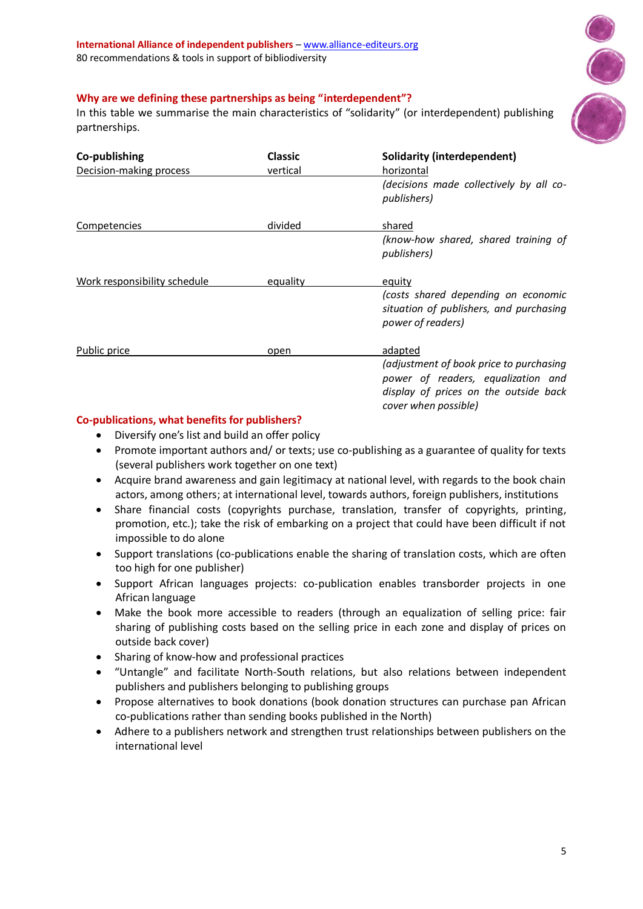## Why are we defining these partnerships as being "interdependent"?

In this table we summarise the main characteristics of "solidarity" (or interdependent) publishing partnerships.

| Co-publishing | Classic | Solidarity (interdependent) |
|---|---|---|
| Decision-making process | vertical | horizontal *(decisions made collectively by all co-publishers)* |
| Competencies | divided | shared *(know-how shared, shared training of publishers)* |
| Work responsibility schedule | equality | equity *(costs shared depending on economic situation of publishers, and purchasing power of readers)* |
| Public price | open | adapted *(adjustment of book price to purchasing power of readers, equalization and display of prices on the outside back cover when possible)* |

## Co-publications, what benefits for publishers?

- Diversify one's list and build an offer policy
- Promote important authors and/ or texts; use co-publishing as a guarantee of quality for texts (several publishers work together on one text)
- Acquire brand awareness and gain legitimacy at national level, with regards to the book chain actors, among others; at international level, towards authors, foreign publishers, institutions
- Share financial costs (copyrights purchase, translation, transfer of copyrights, printing, promotion, etc.); take the risk of embarking on a project that could have been difficult if not impossible to do alone
- Support translations (co-publications enable the sharing of translation costs, which are often too high for one publisher)
- Support African languages projects: co-publication enables transborder projects in one African language
- Make the book more accessible to readers (through an equalization of selling price: fair sharing of publishing costs based on the selling price in each zone and display of prices on outside back cover)
- Sharing of know-how and professional practices
- "Untangle" and facilitate North-South relations, but also relations between independent publishers and publishers belonging to publishing groups
- Propose alternatives to book donations (book donation structures can purchase pan African co-publications rather than sending books published in the North)
- Adhere to a publishers network and strengthen trust relationships between publishers on the international level